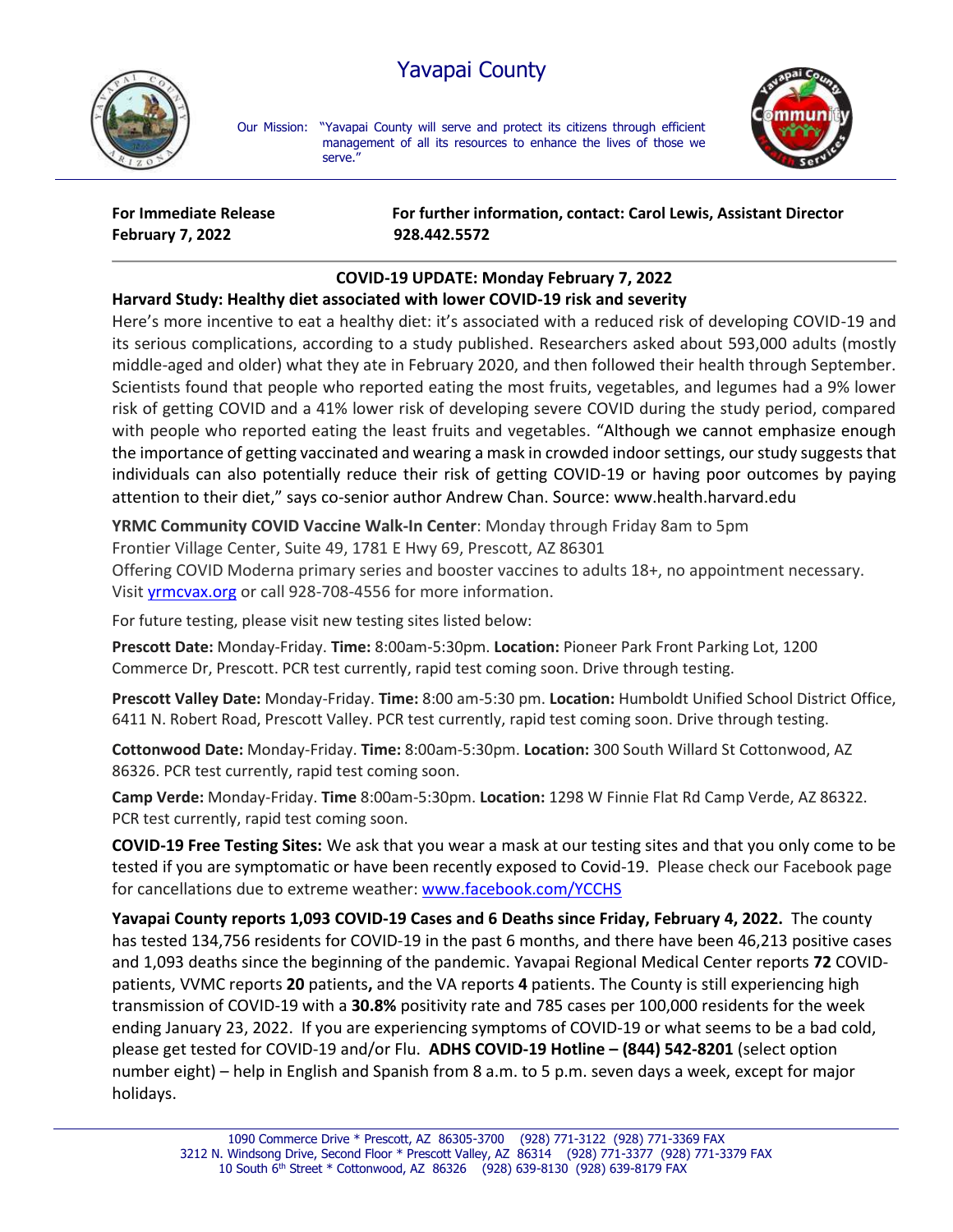# Yavapai County

Our Mission: "Yavapai County will serve and protect its citizens through efficient management of all its resources to enhance the lives of those we serve."

**For Immediate Release**
**February 7, 2022**

**For further information, contact: Carol Lewis, Assistant Director**
**928.442.5572**

## COVID-19 UPDATE: Monday February 7, 2022

### Harvard Study: Healthy diet associated with lower COVID-19 risk and severity

Here's more incentive to eat a healthy diet: it's associated with a reduced risk of developing COVID-19 and its serious complications, according to a study published. Researchers asked about 593,000 adults (mostly middle-aged and older) what they ate in February 2020, and then followed their health through September. Scientists found that people who reported eating the most fruits, vegetables, and legumes had a 9% lower risk of getting COVID and a 41% lower risk of developing severe COVID during the study period, compared with people who reported eating the least fruits and vegetables. "Although we cannot emphasize enough the importance of getting vaccinated and wearing a mask in crowded indoor settings, our study suggests that individuals can also potentially reduce their risk of getting COVID-19 or having poor outcomes by paying attention to their diet," says co-senior author Andrew Chan. Source: www.health.harvard.edu

**YRMC Community COVID Vaccine Walk-In Center**: Monday through Friday 8am to 5pm
Frontier Village Center, Suite 49, 1781 E Hwy 69, Prescott, AZ 86301
Offering COVID Moderna primary series and booster vaccines to adults 18+, no appointment necessary.
Visit yrmcvax.org or call 928-708-4556 for more information.

For future testing, please visit new testing sites listed below:

**Prescott Date:** Monday-Friday. **Time:** 8:00am-5:30pm. **Location:** Pioneer Park Front Parking Lot, 1200 Commerce Dr, Prescott. PCR test currently, rapid test coming soon. Drive through testing.

**Prescott Valley Date:** Monday-Friday. **Time:** 8:00 am-5:30 pm. **Location:** Humboldt Unified School District Office, 6411 N. Robert Road, Prescott Valley. PCR test currently, rapid test coming soon. Drive through testing.

**Cottonwood Date:** Monday-Friday. **Time:** 8:00am-5:30pm. **Location:** 300 South Willard St Cottonwood, AZ 86326. PCR test currently, rapid test coming soon.

**Camp Verde:** Monday-Friday. **Time** 8:00am-5:30pm. **Location:** 1298 W Finnie Flat Rd Camp Verde, AZ 86322. PCR test currently, rapid test coming soon.

**COVID-19 Free Testing Sites:** We ask that you wear a mask at our testing sites and that you only come to be tested if you are symptomatic or have been recently exposed to Covid-19. Please check our Facebook page for cancellations due to extreme weather: www.facebook.com/YCCHS

**Yavapai County reports 1,093 COVID-19 Cases and 6 Deaths since Friday, February 4, 2022.** The county has tested 134,756 residents for COVID-19 in the past 6 months, and there have been 46,213 positive cases and 1,093 deaths since the beginning of the pandemic. Yavapai Regional Medical Center reports **72** COVID-patients, VVMC reports **20** patients**,** and the VA reports **4** patients. The County is still experiencing high transmission of COVID-19 with a **30.8%** positivity rate and 785 cases per 100,000 residents for the week ending January 23, 2022. If you are experiencing symptoms of COVID-19 or what seems to be a bad cold, please get tested for COVID-19 and/or Flu. **ADHS COVID-19 Hotline – (844) 542-8201** (select option number eight) – help in English and Spanish from 8 a.m. to 5 p.m. seven days a week, except for major holidays.

1090 Commerce Drive * Prescott, AZ 86305-3700 (928) 771-3122 (928) 771-3369 FAX
3212 N. Windsong Drive, Second Floor * Prescott Valley, AZ 86314 (928) 771-3377 (928) 771-3379 FAX
10 South 6th Street * Cottonwood, AZ 86326 (928) 639-8130 (928) 639-8179 FAX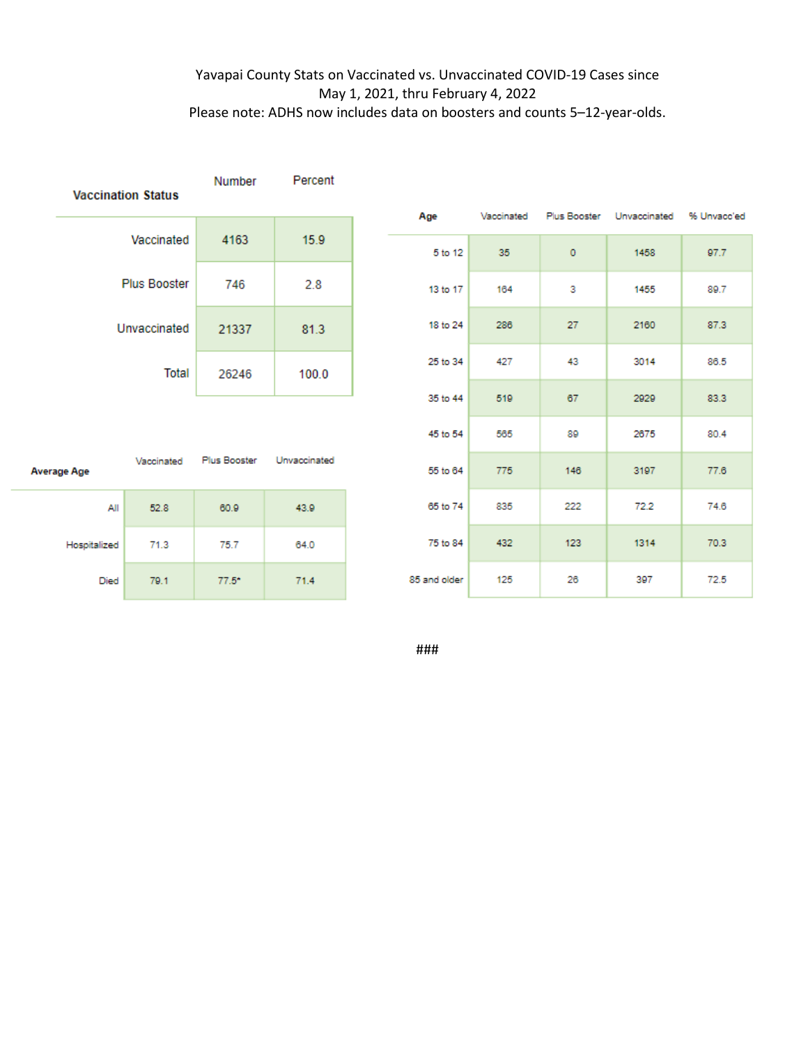Yavapai County Stats on Vaccinated vs. Unvaccinated COVID-19 Cases since May 1, 2021, thru February 4, 2022

Please note: ADHS now includes data on boosters and counts 5–12-year-olds.

| Vaccination Status | Number | Percent |
|---|---|---|
| Vaccinated | 4163 | 15.9 |
| Plus Booster | 746 | 2.8 |
| Unvaccinated | 21337 | 81.3 |
| Total | 26246 | 100.0 |

| Average Age | Vaccinated | Plus Booster | Unvaccinated |
|---|---|---|---|
| All | 52.8 | 60.9 | 43.9 |
| Hospitalized | 71.3 | 75.7 | 64.0 |
| Died | 79.1 | 77.5* | 71.4 |

| Age | Vaccinated | Plus Booster | Unvaccinated | % Unvacc'ed |
|---|---|---|---|---|
| 5 to 12 | 35 | 0 | 1458 | 97.7 |
| 13 to 17 | 164 | 3 | 1455 | 89.7 |
| 18 to 24 | 286 | 27 | 2160 | 87.3 |
| 25 to 34 | 427 | 43 | 3014 | 86.5 |
| 35 to 44 | 519 | 67 | 2929 | 83.3 |
| 45 to 54 | 565 | 89 | 2675 | 80.4 |
| 55 to 64 | 775 | 146 | 3197 | 77.6 |
| 65 to 74 | 835 | 222 | 722 | 74.6 |
| 75 to 84 | 432 | 123 | 1314 | 70.3 |
| 85 and older | 125 | 26 | 397 | 72.5 |

###